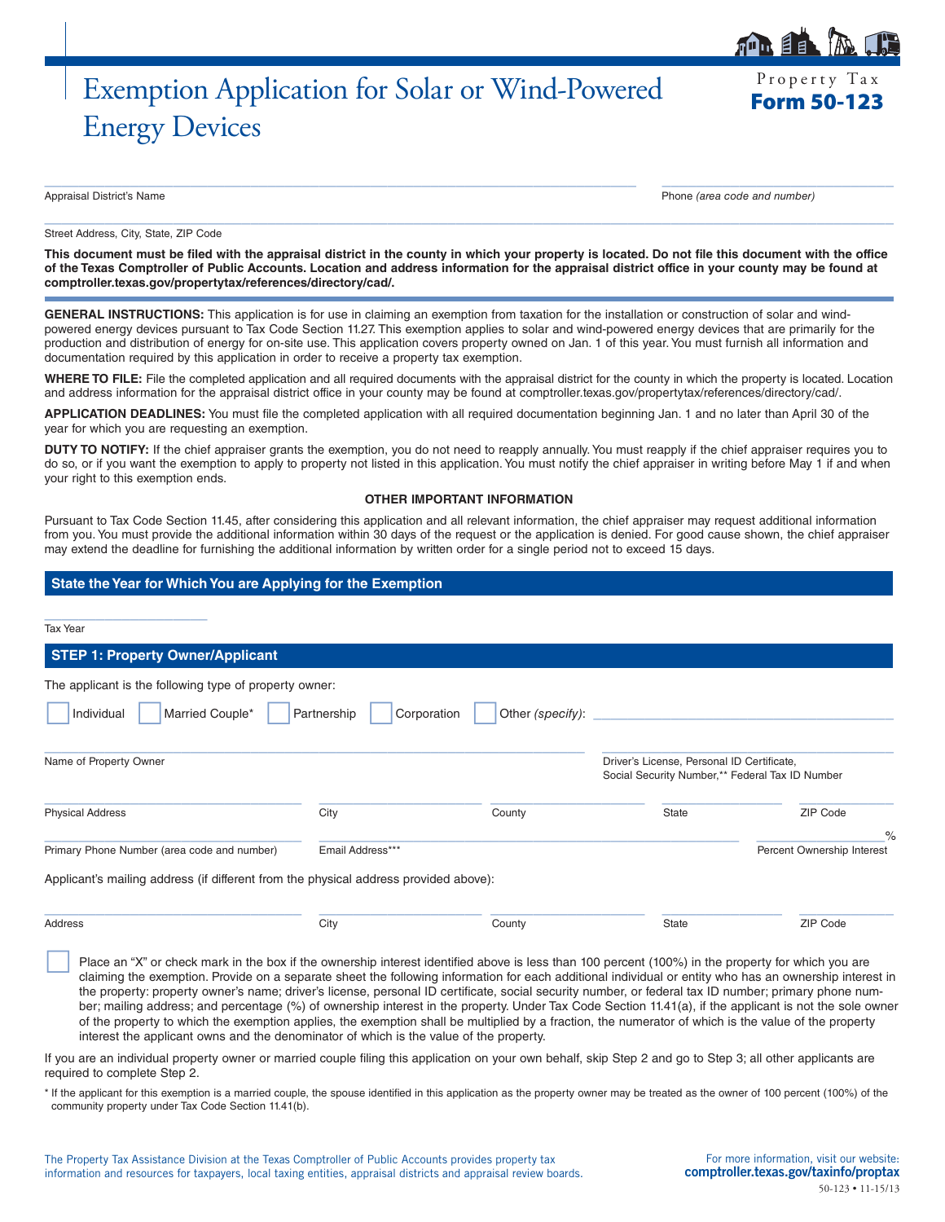# Exemption Application for Solar or Wind-Powered Energy Devices

Property Tax
**Form 50-123**

______________________________________ ______________________
Appraisal District's Name Phone *(area code and number)*

______________________________________
Street Address, City, State, ZIP Code

**This document must be filed with the appraisal district in the county in which your property is located. Do not file this document with the office of the Texas Comptroller of Public Accounts. Location and address information for the appraisal district office in your county may be found at comptroller.texas.gov/propertytax/references/directory/cad/.**

**GENERAL INSTRUCTIONS:** This application is for use in claiming an exemption from taxation for the installation or construction of solar and wind-powered energy devices pursuant to Tax Code Section 11.27. This exemption applies to solar and wind-powered energy devices that are primarily for the production and distribution of energy for on-site use. This application covers property owned on Jan. 1 of this year. You must furnish all information and documentation required by this application in order to receive a property tax exemption.

**WHERE TO FILE:** File the completed application and all required documents with the appraisal district for the county in which the property is located. Location and address information for the appraisal district office in your county may be found at comptroller.texas.gov/propertytax/references/directory/cad/.

**APPLICATION DEADLINES:** You must file the completed application with all required documentation beginning Jan. 1 and no later than April 30 of the year for which you are requesting an exemption.

**DUTY TO NOTIFY:** If the chief appraiser grants the exemption, you do not need to reapply annually. You must reapply if the chief appraiser requires you to do so, or if you want the exemption to apply to property not listed in this application. You must notify the chief appraiser in writing before May 1 if and when your right to this exemption ends.

**OTHER IMPORTANT INFORMATION**

Pursuant to Tax Code Section 11.45, after considering this application and all relevant information, the chief appraiser may request additional information from you. You must provide the additional information within 30 days of the request or the application is denied. For good cause shown, the chief appraiser may extend the deadline for furnishing the additional information by written order for a single period not to exceed 15 days.

## State the Year for Which You are Applying for the Exemption

______________________
Tax Year

## STEP 1: Property Owner/Applicant

The applicant is the following type of property owner:

☐ Individual ☐ Married Couple* ☐ Partnership ☐ Corporation ☐ Other *(specify)*: ______________________

______________________________________ ______________________
Name of Property Owner Driver's License, Personal ID Certificate, Social Security Number,** Federal Tax ID Number

______________________ ______________ ______________ ______________ ______________
Physical Address City County State ZIP Code

______________________ ______________________________ ______________%
Primary Phone Number (area code and number) Email Address*** Percent Ownership Interest

Applicant's mailing address (if different from the physical address provided above):

______________________ ______________ ______________ ______________ ______________
Address City County State ZIP Code

☐ Place an "X" or check mark in the box if the ownership interest identified above is less than 100 percent (100%) in the property for which you are claiming the exemption. Provide on a separate sheet the following information for each additional individual or entity who has an ownership interest in the property: property owner's name; driver's license, personal ID certificate, social security number, or federal tax ID number; primary phone number; mailing address; and percentage (%) of ownership interest in the property. Under Tax Code Section 11.41(a), if the applicant is not the sole owner of the property to which the exemption applies, the exemption shall be multiplied by a fraction, the numerator of which is the value of the property interest the applicant owns and the denominator of which is the value of the property.

If you are an individual property owner or married couple filing this application on your own behalf, skip Step 2 and go to Step 3; all other applicants are required to complete Step 2.

\* If the applicant for this exemption is a married couple, the spouse identified in this application as the property owner may be treated as the owner of 100 percent (100%) of the community property under Tax Code Section 11.41(b).

The Property Tax Assistance Division at the Texas Comptroller of Public Accounts provides property tax information and resources for taxpayers, local taxing entities, appraisal districts and appraisal review boards.

For more information, visit our website: **comptroller.texas.gov/taxinfo/proptax**

50-123 • 11-15/13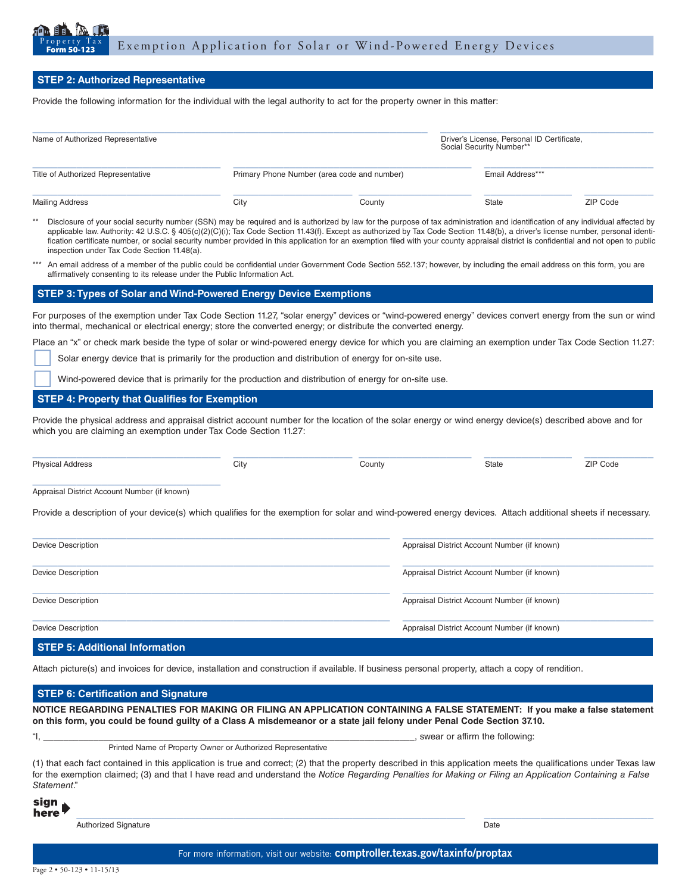## STEP 2: Authorized Representative

Provide the following information for the individual with the legal authority to act for the property owner in this matter:

Name of Authorized Representative

Driver's License, Personal ID Certificate, Social Security Number**

Title of Authorized Representative

Primary Phone Number (area code and number)

Email Address***

Mailing Address | City | County | State | ZIP Code

** Disclosure of your social security number (SSN) may be required and is authorized by law for the purpose of tax administration and identification of any individual affected by applicable law. Authority: 42 U.S.C. § 405(c)(2)(C)(i); Tax Code Section 11.43(f). Except as authorized by Tax Code Section 11.48(b), a driver's license number, personal identification certificate number, or social security number provided in this application for an exemption filed with your county appraisal district is confidential and not open to public inspection under Tax Code Section 11.48(a).

*** An email address of a member of the public could be confidential under Government Code Section 552.137; however, by including the email address on this form, you are affirmatively consenting to its release under the Public Information Act.

## STEP 3: Types of Solar and Wind-Powered Energy Device Exemptions

For purposes of the exemption under Tax Code Section 11.27, "solar energy" devices or "wind-powered energy" devices convert energy from the sun or wind into thermal, mechanical or electrical energy; store the converted energy; or distribute the converted energy.

Place an "x" or check mark beside the type of solar or wind-powered energy device for which you are claiming an exemption under Tax Code Section 11.27:

- ☐ Solar energy device that is primarily for the production and distribution of energy for on-site use.
- ☐ Wind-powered device that is primarily for the production and distribution of energy for on-site use.

## STEP 4: Property that Qualifies for Exemption

Provide the physical address and appraisal district account number for the location of the solar energy or wind energy device(s) described above and for which you are claiming an exemption under Tax Code Section 11.27:

Physical Address | City | County | State | ZIP Code

Appraisal District Account Number (if known)

Provide a description of your device(s) which qualifies for the exemption for solar and wind-powered energy devices. Attach additional sheets if necessary.

| Device Description | Appraisal District Account Number (if known) |
|---|---|
| | |
| | |
| | |
| | |

## STEP 5: Additional Information

Attach picture(s) and invoices for device, installation and construction if available. If business personal property, attach a copy of rendition.

## STEP 6: Certification and Signature

**NOTICE REGARDING PENALTIES FOR MAKING OR FILING AN APPLICATION CONTAINING A FALSE STATEMENT: If you make a false statement on this form, you could be found guilty of a Class A misdemeanor or a state jail felony under Penal Code Section 37.10.**

"I, ______________________________, swear or affirm the following:

Printed Name of Property Owner or Authorized Representative

(1) that each fact contained in this application is true and correct; (2) that the property described in this application meets the qualifications under Texas law for the exemption claimed; (3) and that I have read and understand the *Notice Regarding Penalties for Making or Filing an Application Containing a False Statement*."

**sign here**

Authorized Signature | Date

For more information, visit our website: **comptroller.texas.gov/taxinfo/proptax**